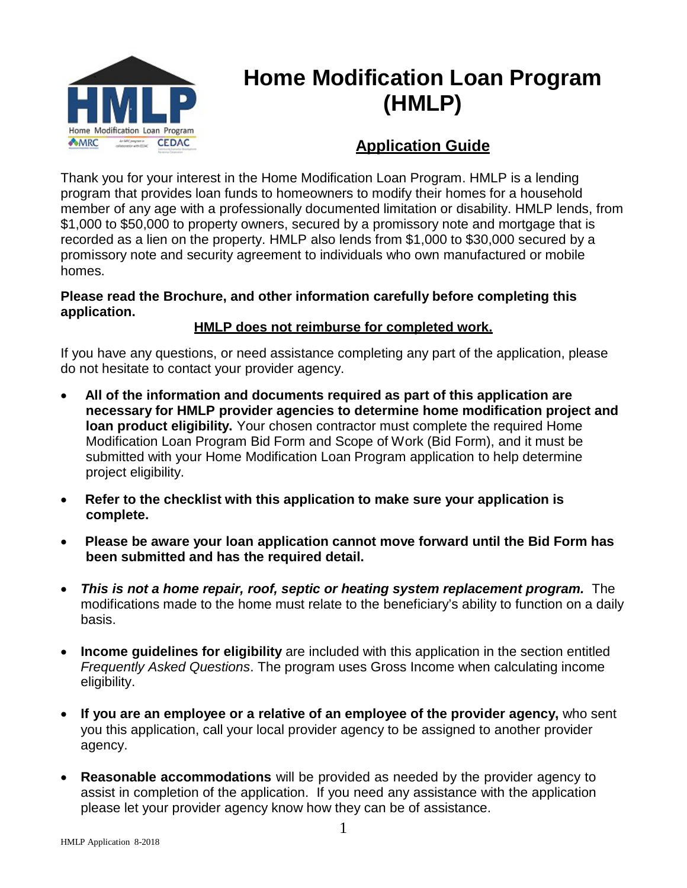# Home Modification Loan Program (HMLP)

## Application Guide

Thank you for your interest in the Home Modification Loan Program. HMLP is a lending program that provides loan funds to homeowners to modify their homes for a household member of any age with a professionally documented limitation or disability. HMLP lends, from $1,000 to $50,000 to property owners, secured by a promissory note and mortgage that is recorded as a lien on the property. HMLP also lends from $1,000 to $30,000 secured by a promissory note and security agreement to individuals who own manufactured or mobile homes.

**Please read the Brochure, and other information carefully before completing this application.**

**<u>HMLP does not reimburse for completed work.</u>**

If you have any questions, or need assistance completing any part of the application, please do not hesitate to contact your provider agency.

- **All of the information and documents required as part of this application are necessary for HMLP provider agencies to determine home modification project and loan product eligibility.** Your chosen contractor must complete the required Home Modification Loan Program Bid Form and Scope of Work (Bid Form), and it must be submitted with your Home Modification Loan Program application to help determine project eligibility.
- **Refer to the checklist with this application to make sure your application is complete.**
- **Please be aware your loan application cannot move forward until the Bid Form has been submitted and has the required detail.**
- ***This is not a home repair, roof, septic or heating system replacement program.*** The modifications made to the home must relate to the beneficiary's ability to function on a daily basis.
- **Income guidelines for eligibility** are included with this application in the section entitled *Frequently Asked Questions*. The program uses Gross Income when calculating income eligibility.
- **If you are an employee or a relative of an employee of the provider agency,** who sent you this application, call your local provider agency to be assigned to another provider agency.
- **Reasonable accommodations** will be provided as needed by the provider agency to assist in completion of the application. If you need any assistance with the application please let your provider agency know how they can be of assistance.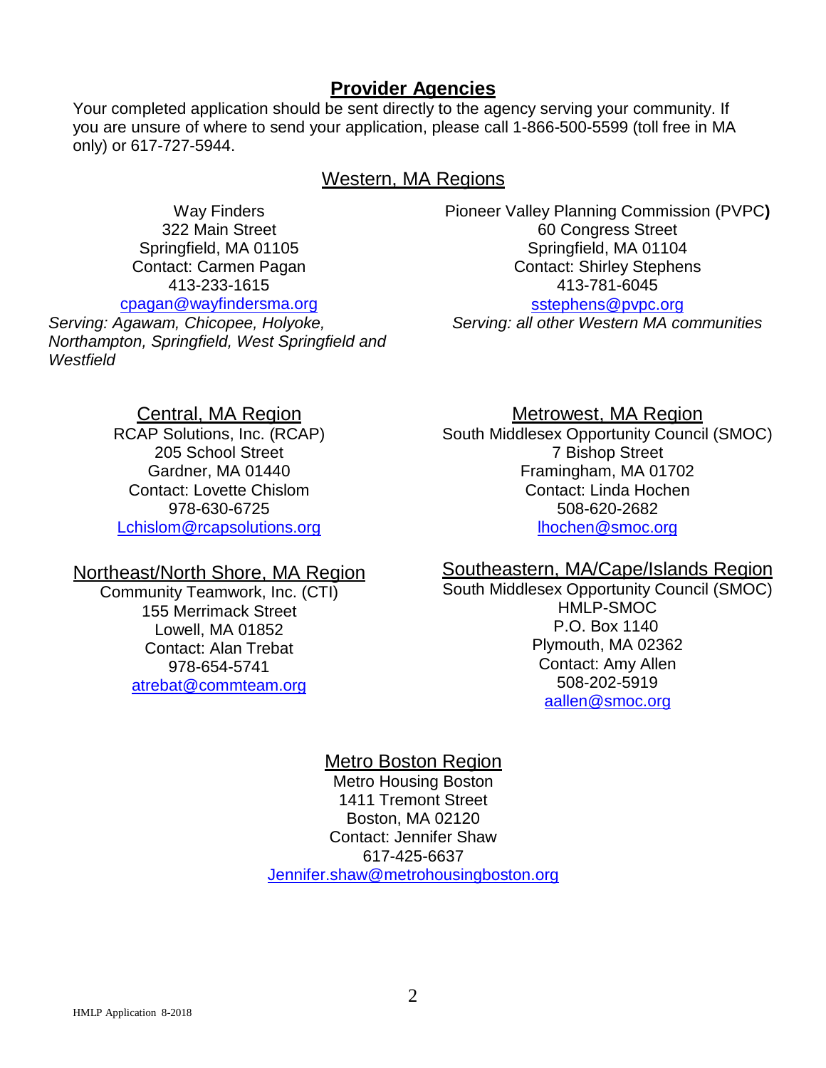# Provider Agencies

Your completed application should be sent directly to the agency serving your community. If you are unsure of where to send your application, please call 1-866-500-5599 (toll free in MA only) or 617-727-5944.

## Western, MA Regions

Way Finders
322 Main Street
Springfield, MA 01105
Contact: Carmen Pagan
413-233-1615
cpagan@wayfindersma.org
*Serving: Agawam, Chicopee, Holyoke, Northampton, Springfield, West Springfield and Westfield*

Pioneer Valley Planning Commission (PVPC)
60 Congress Street
Springfield, MA 01104
Contact: Shirley Stephens
413-781-6045
sstephens@pvpc.org
*Serving: all other Western MA communities*

## Central, MA Region

RCAP Solutions, Inc. (RCAP)
205 School Street
Gardner, MA 01440
Contact: Lovette Chislom
978-630-6725
Lchislom@rcapsolutions.org

## Metrowest, MA Region

South Middlesex Opportunity Council (SMOC)
7 Bishop Street
Framingham, MA 01702
Contact: Linda Hochen
508-620-2682
lhochen@smoc.org

## Northeast/North Shore, MA Region

Community Teamwork, Inc. (CTI)
155 Merrimack Street
Lowell, MA 01852
Contact: Alan Trebat
978-654-5741
atrebat@commteam.org

## Southeastern, MA/Cape/Islands Region

South Middlesex Opportunity Council (SMOC)
HMLP-SMOC
P.O. Box 1140
Plymouth, MA 02362
Contact: Amy Allen
508-202-5919
aallen@smoc.org

## Metro Boston Region

Metro Housing Boston
1411 Tremont Street
Boston, MA 02120
Contact: Jennifer Shaw
617-425-6637
Jennifer.shaw@metrohousingboston.org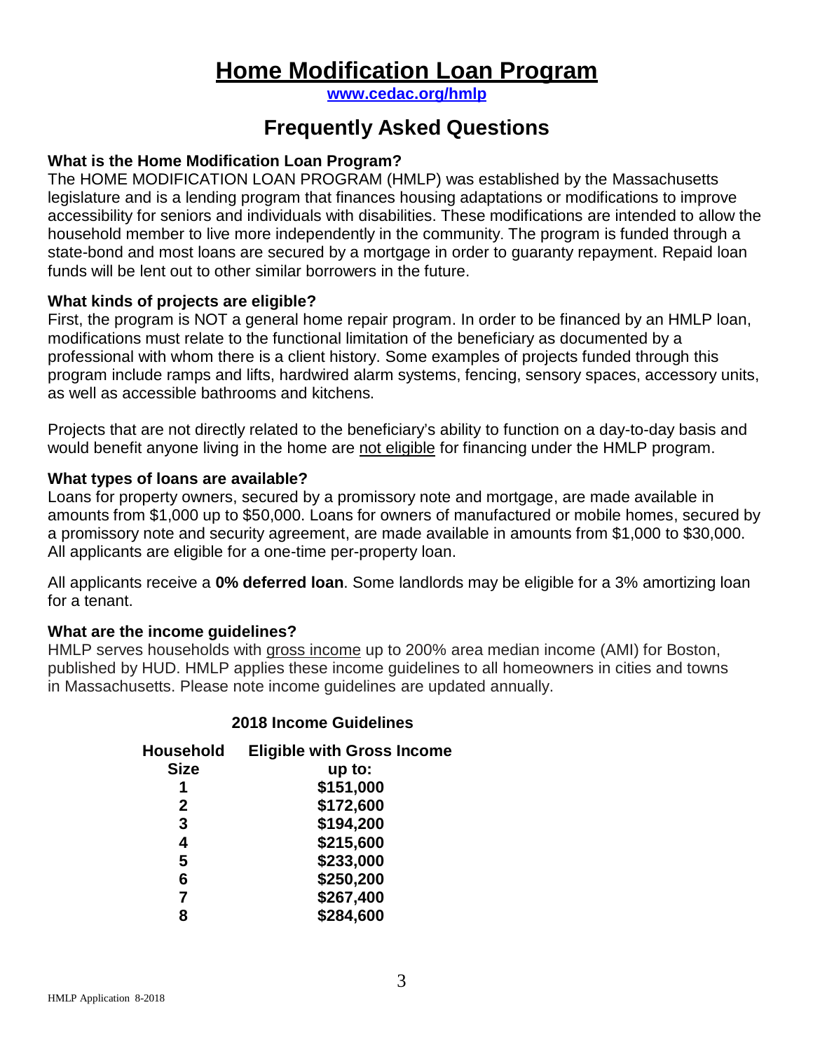# Home Modification Loan Program

**www.cedac.org/hmlp**

## Frequently Asked Questions

### What is the Home Modification Loan Program?

The HOME MODIFICATION LOAN PROGRAM (HMLP) was established by the Massachusetts legislature and is a lending program that finances housing adaptations or modifications to improve accessibility for seniors and individuals with disabilities. These modifications are intended to allow the household member to live more independently in the community. The program is funded through a state-bond and most loans are secured by a mortgage in order to guaranty repayment. Repaid loan funds will be lent out to other similar borrowers in the future.

### What kinds of projects are eligible?

First, the program is NOT a general home repair program. In order to be financed by an HMLP loan, modifications must relate to the functional limitation of the beneficiary as documented by a professional with whom there is a client history. Some examples of projects funded through this program include ramps and lifts, hardwired alarm systems, fencing, sensory spaces, accessory units, as well as accessible bathrooms and kitchens.

Projects that are not directly related to the beneficiary's ability to function on a day-to-day basis and would benefit anyone living in the home are not eligible for financing under the HMLP program.

### What types of loans are available?

Loans for property owners, secured by a promissory note and mortgage, are made available in amounts from $1,000 up to $50,000. Loans for owners of manufactured or mobile homes, secured by a promissory note and security agreement, are made available in amounts from $1,000 to $30,000. All applicants are eligible for a one-time per-property loan.

All applicants receive a **0% deferred loan**. Some landlords may be eligible for a 3% amortizing loan for a tenant.

### What are the income guidelines?

HMLP serves households with gross income up to 200% area median income (AMI) for Boston, published by HUD. HMLP applies these income guidelines to all homeowners in cities and towns in Massachusetts. Please note income guidelines are updated annually.

**2018 Income Guidelines**

| Household Size | Eligible with Gross Income up to: |
|---|---|
| 1 | $151,000 |
| 2 | $172,600 |
| 3 | $194,200 |
| 4 | $215,600 |
| 5 | $233,000 |
| 6 | $250,200 |
| 7 | $267,400 |
| 8 | $284,600 |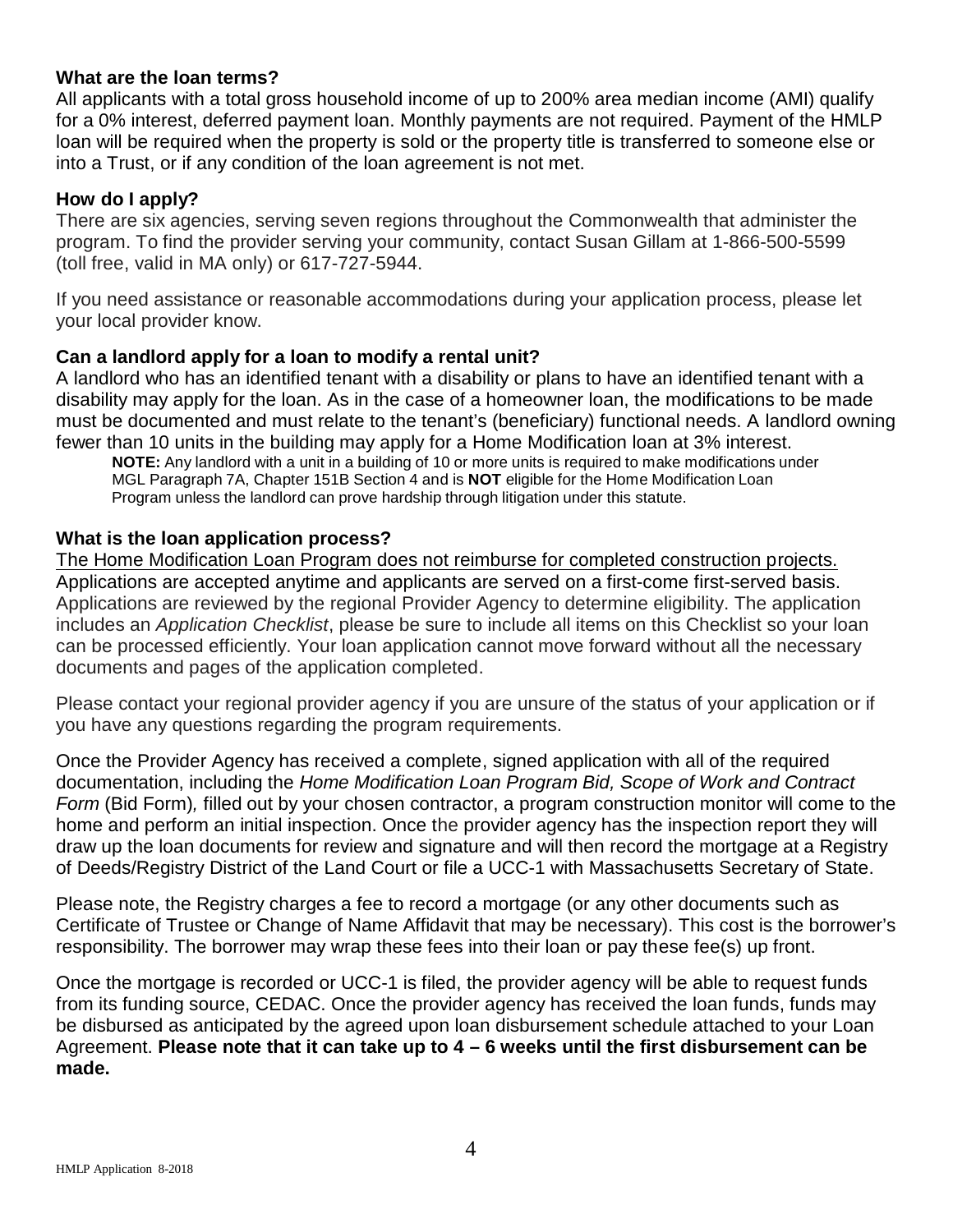### What are the loan terms?

All applicants with a total gross household income of up to 200% area median income (AMI) qualify for a 0% interest, deferred payment loan. Monthly payments are not required. Payment of the HMLP loan will be required when the property is sold or the property title is transferred to someone else or into a Trust, or if any condition of the loan agreement is not met.

### How do I apply?

There are six agencies, serving seven regions throughout the Commonwealth that administer the program. To find the provider serving your community, contact Susan Gillam at 1-866-500-5599 (toll free, valid in MA only) or 617-727-5944.

If you need assistance or reasonable accommodations during your application process, please let your local provider know.

### Can a landlord apply for a loan to modify a rental unit?

A landlord who has an identified tenant with a disability or plans to have an identified tenant with a disability may apply for the loan. As in the case of a homeowner loan, the modifications to be made must be documented and must relate to the tenant's (beneficiary) functional needs. A landlord owning fewer than 10 units in the building may apply for a Home Modification loan at 3% interest.

> **NOTE:** Any landlord with a unit in a building of 10 or more units is required to make modifications under MGL Paragraph 7A, Chapter 151B Section 4 and is **NOT** eligible for the Home Modification Loan Program unless the landlord can prove hardship through litigation under this statute.

### What is the loan application process?

<u>The Home Modification Loan Program does not reimburse for completed construction projects.</u> Applications are accepted anytime and applicants are served on a first-come first-served basis. Applications are reviewed by the regional Provider Agency to determine eligibility. The application includes an *Application Checklist*, please be sure to include all items on this Checklist so your loan can be processed efficiently. Your loan application cannot move forward without all the necessary documents and pages of the application completed.

Please contact your regional provider agency if you are unsure of the status of your application or if you have any questions regarding the program requirements.

Once the Provider Agency has received a complete, signed application with all of the required documentation, including the *Home Modification Loan Program Bid, Scope of Work and Contract Form* (Bid Form)*,* filled out by your chosen contractor, a program construction monitor will come to the home and perform an initial inspection. Once the provider agency has the inspection report they will draw up the loan documents for review and signature and will then record the mortgage at a Registry of Deeds/Registry District of the Land Court or file a UCC-1 with Massachusetts Secretary of State.

Please note, the Registry charges a fee to record a mortgage (or any other documents such as Certificate of Trustee or Change of Name Affidavit that may be necessary). This cost is the borrower's responsibility. The borrower may wrap these fees into their loan or pay these fee(s) up front.

Once the mortgage is recorded or UCC-1 is filed, the provider agency will be able to request funds from its funding source, CEDAC. Once the provider agency has received the loan funds, funds may be disbursed as anticipated by the agreed upon loan disbursement schedule attached to your Loan Agreement. **Please note that it can take up to 4 – 6 weeks until the first disbursement can be made.**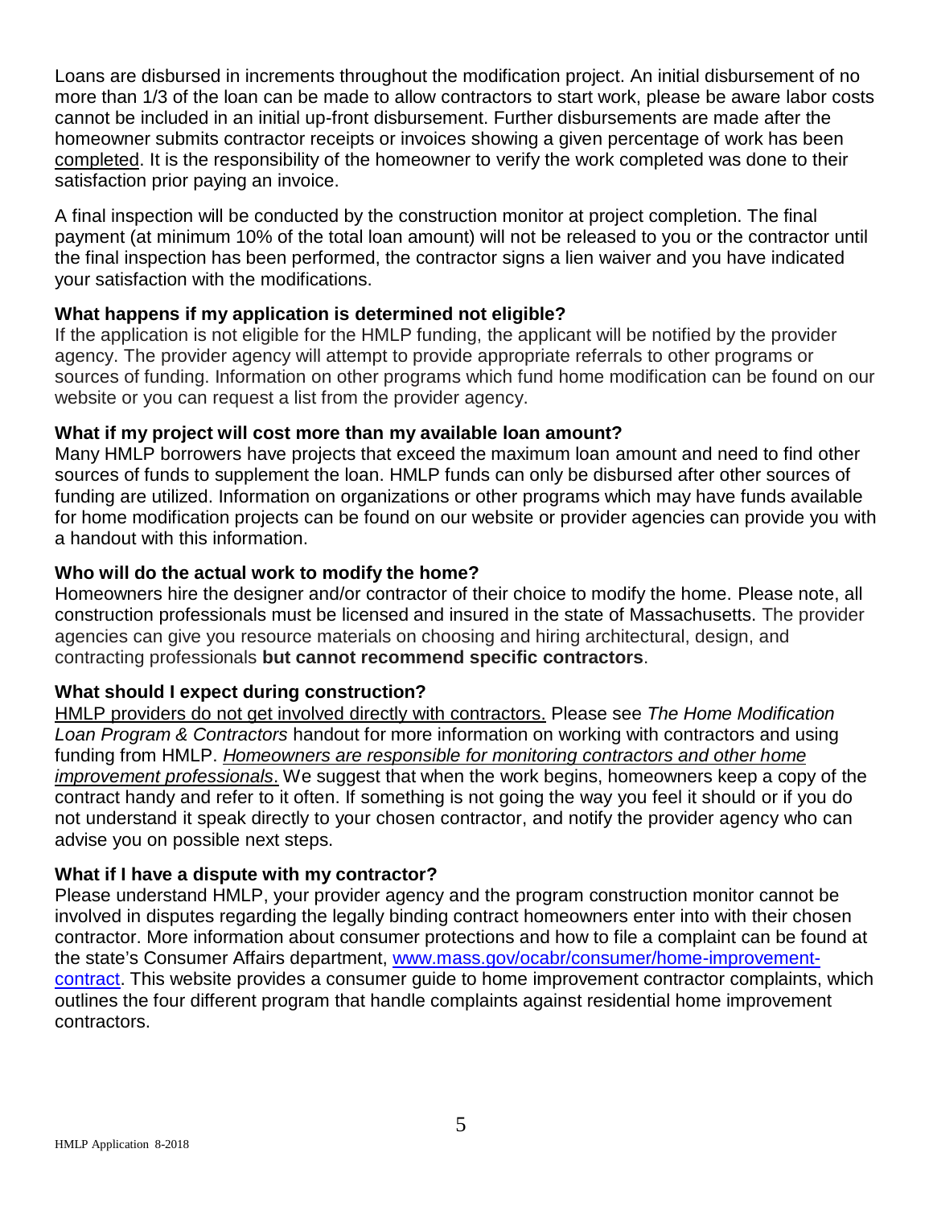Loans are disbursed in increments throughout the modification project. An initial disbursement of no more than 1/3 of the loan can be made to allow contractors to start work, please be aware labor costs cannot be included in an initial up-front disbursement. Further disbursements are made after the homeowner submits contractor receipts or invoices showing a given percentage of work has been <u>completed</u>. It is the responsibility of the homeowner to verify the work completed was done to their satisfaction prior paying an invoice.

A final inspection will be conducted by the construction monitor at project completion. The final payment (at minimum 10% of the total loan amount) will not be released to you or the contractor until the final inspection has been performed, the contractor signs a lien waiver and you have indicated your satisfaction with the modifications.

### What happens if my application is determined not eligible?

If the application is not eligible for the HMLP funding, the applicant will be notified by the provider agency. The provider agency will attempt to provide appropriate referrals to other programs or sources of funding. Information on other programs which fund home modification can be found on our website or you can request a list from the provider agency.

### What if my project will cost more than my available loan amount?

Many HMLP borrowers have projects that exceed the maximum loan amount and need to find other sources of funds to supplement the loan. HMLP funds can only be disbursed after other sources of funding are utilized. Information on organizations or other programs which may have funds available for home modification projects can be found on our website or provider agencies can provide you with a handout with this information.

### Who will do the actual work to modify the home?

Homeowners hire the designer and/or contractor of their choice to modify the home. Please note, all construction professionals must be licensed and insured in the state of Massachusetts. The provider agencies can give you resource materials on choosing and hiring architectural, design, and contracting professionals **but cannot recommend specific contractors**.

### What should I expect during construction?

<u>HMLP providers do not get involved directly with contractors.</u> Please see *The Home Modification Loan Program & Contractors* handout for more information on working with contractors and using funding from HMLP. <u>*Homeowners are responsible for monitoring contractors and other home improvement professionals*</u>. We suggest that when the work begins, homeowners keep a copy of the contract handy and refer to it often. If something is not going the way you feel it should or if you do not understand it speak directly to your chosen contractor, and notify the provider agency who can advise you on possible next steps.

### What if I have a dispute with my contractor?

Please understand HMLP, your provider agency and the program construction monitor cannot be involved in disputes regarding the legally binding contract homeowners enter into with their chosen contractor. More information about consumer protections and how to file a complaint can be found at the state's Consumer Affairs department, [www.mass.gov/ocabr/consumer/home-improvement-contract](www.mass.gov/ocabr/consumer/home-improvement-contract). This website provides a consumer guide to home improvement contractor complaints, which outlines the four different program that handle complaints against residential home improvement contractors.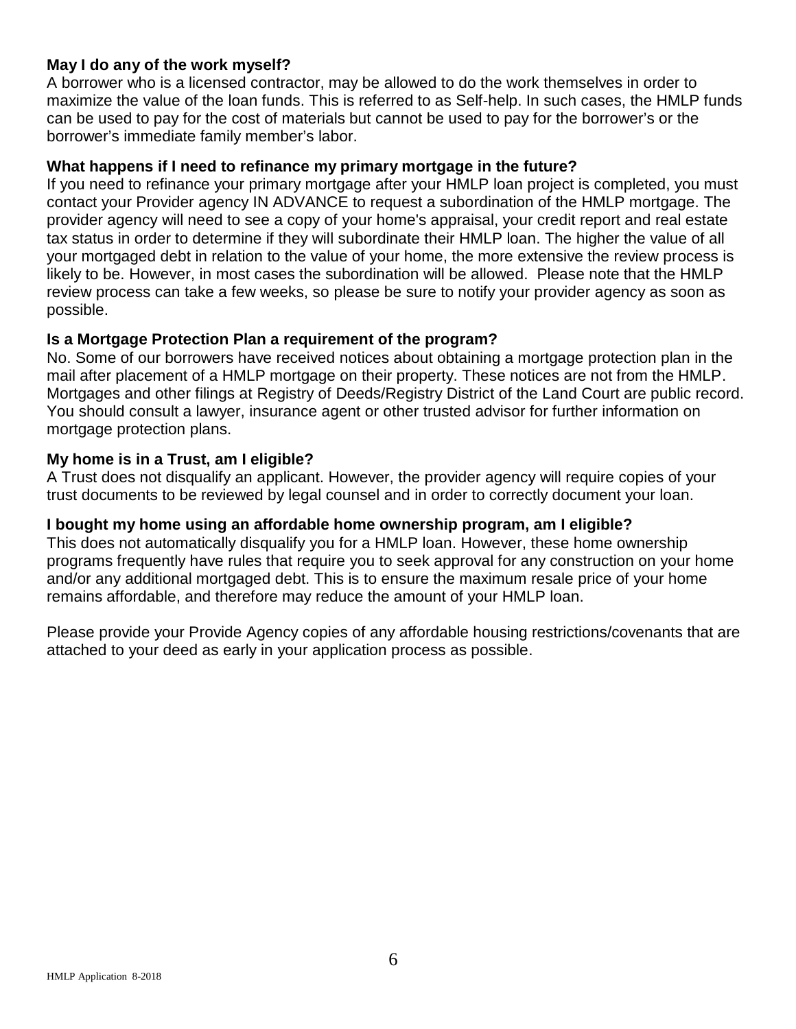**May I do any of the work myself?**
A borrower who is a licensed contractor, may be allowed to do the work themselves in order to maximize the value of the loan funds. This is referred to as Self-help. In such cases, the HMLP funds can be used to pay for the cost of materials but cannot be used to pay for the borrower's or the borrower's immediate family member's labor.

**What happens if I need to refinance my primary mortgage in the future?**
If you need to refinance your primary mortgage after your HMLP loan project is completed, you must contact your Provider agency IN ADVANCE to request a subordination of the HMLP mortgage. The provider agency will need to see a copy of your home's appraisal, your credit report and real estate tax status in order to determine if they will subordinate their HMLP loan. The higher the value of all your mortgaged debt in relation to the value of your home, the more extensive the review process is likely to be. However, in most cases the subordination will be allowed. Please note that the HMLP review process can take a few weeks, so please be sure to notify your provider agency as soon as possible.

**Is a Mortgage Protection Plan a requirement of the program?**
No. Some of our borrowers have received notices about obtaining a mortgage protection plan in the mail after placement of a HMLP mortgage on their property. These notices are not from the HMLP. Mortgages and other filings at Registry of Deeds/Registry District of the Land Court are public record. You should consult a lawyer, insurance agent or other trusted advisor for further information on mortgage protection plans.

**My home is in a Trust, am I eligible?**
A Trust does not disqualify an applicant. However, the provider agency will require copies of your trust documents to be reviewed by legal counsel and in order to correctly document your loan.

**I bought my home using an affordable home ownership program, am I eligible?**
This does not automatically disqualify you for a HMLP loan. However, these home ownership programs frequently have rules that require you to seek approval for any construction on your home and/or any additional mortgaged debt. This is to ensure the maximum resale price of your home remains affordable, and therefore may reduce the amount of your HMLP loan.

Please provide your Provide Agency copies of any affordable housing restrictions/covenants that are attached to your deed as early in your application process as possible.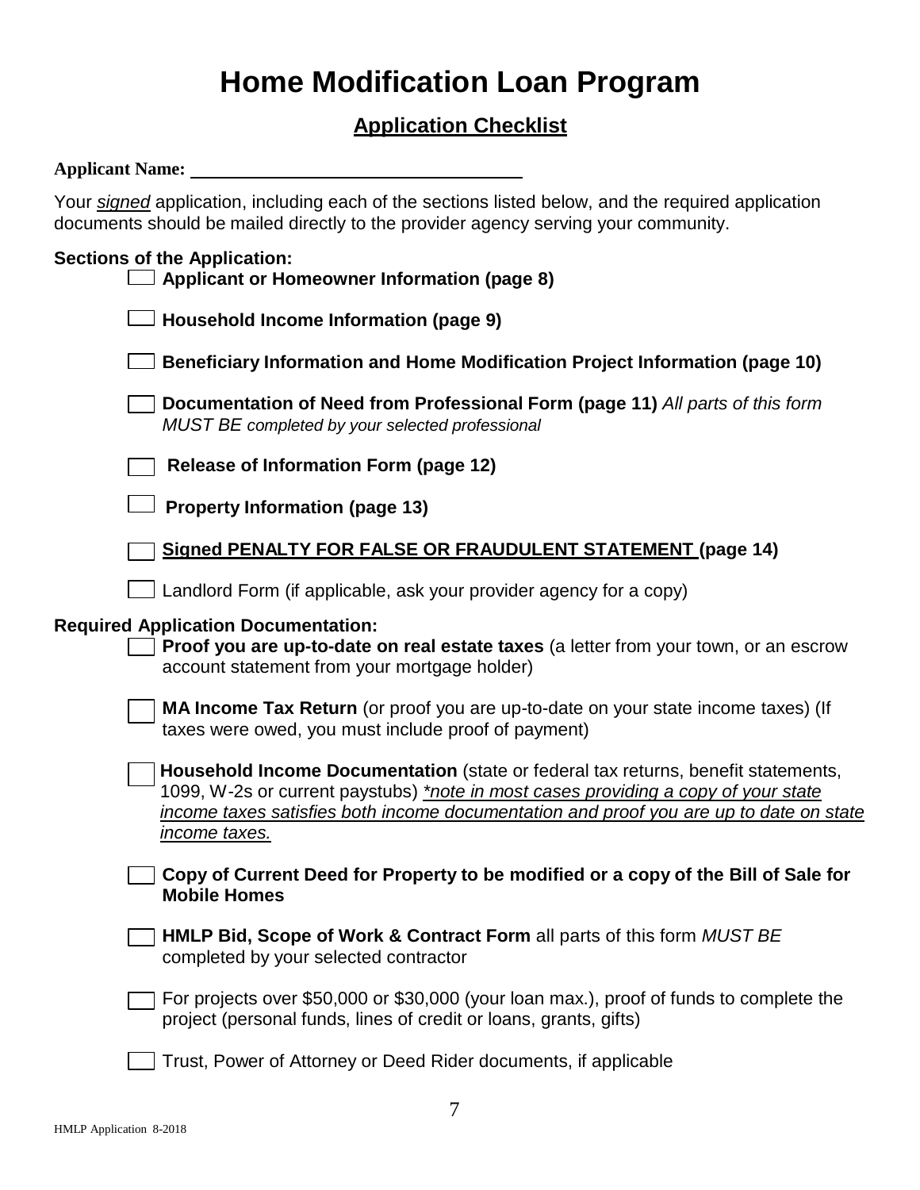# Home Modification Loan Program

## Application Checklist

**Applicant Name:** ___________________________________

Your *signed* application, including each of the sections listed below, and the required application documents should be mailed directly to the provider agency serving your community.

**Sections of the Application:**

- [ ] **Applicant or Homeowner Information (page 8)**
- [ ] **Household Income Information (page 9)**
- [ ] **Beneficiary Information and Home Modification Project Information (page 10)**
- [ ] **Documentation of Need from Professional Form (page 11)** *All parts of this form MUST BE completed by your selected professional*
- [ ] **Release of Information Form (page 12)**
- [ ] **Property Information (page 13)**
- [ ] **Signed PENALTY FOR FALSE OR FRAUDULENT STATEMENT (page 14)**
- [ ] Landlord Form (if applicable, ask your provider agency for a copy)

**Required Application Documentation:**

- [ ] **Proof you are up-to-date on real estate taxes** (a letter from your town, or an escrow account statement from your mortgage holder)
- [ ] **MA Income Tax Return** (or proof you are up-to-date on your state income taxes) (If taxes were owed, you must include proof of payment)
- [ ] **Household Income Documentation** (state or federal tax returns, benefit statements, 1099, W-2s or current paystubs) *\*note in most cases providing a copy of your state income taxes satisfies both income documentation and proof you are up to date on state income taxes.*
- [ ] **Copy of Current Deed for Property to be modified or a copy of the Bill of Sale for Mobile Homes**
- [ ] **HMLP Bid, Scope of Work & Contract Form** all parts of this form *MUST BE* completed by your selected contractor
- [ ] For projects over $50,000 or $30,000 (your loan max.), proof of funds to complete the project (personal funds, lines of credit or loans, grants, gifts)
- [ ] Trust, Power of Attorney or Deed Rider documents, if applicable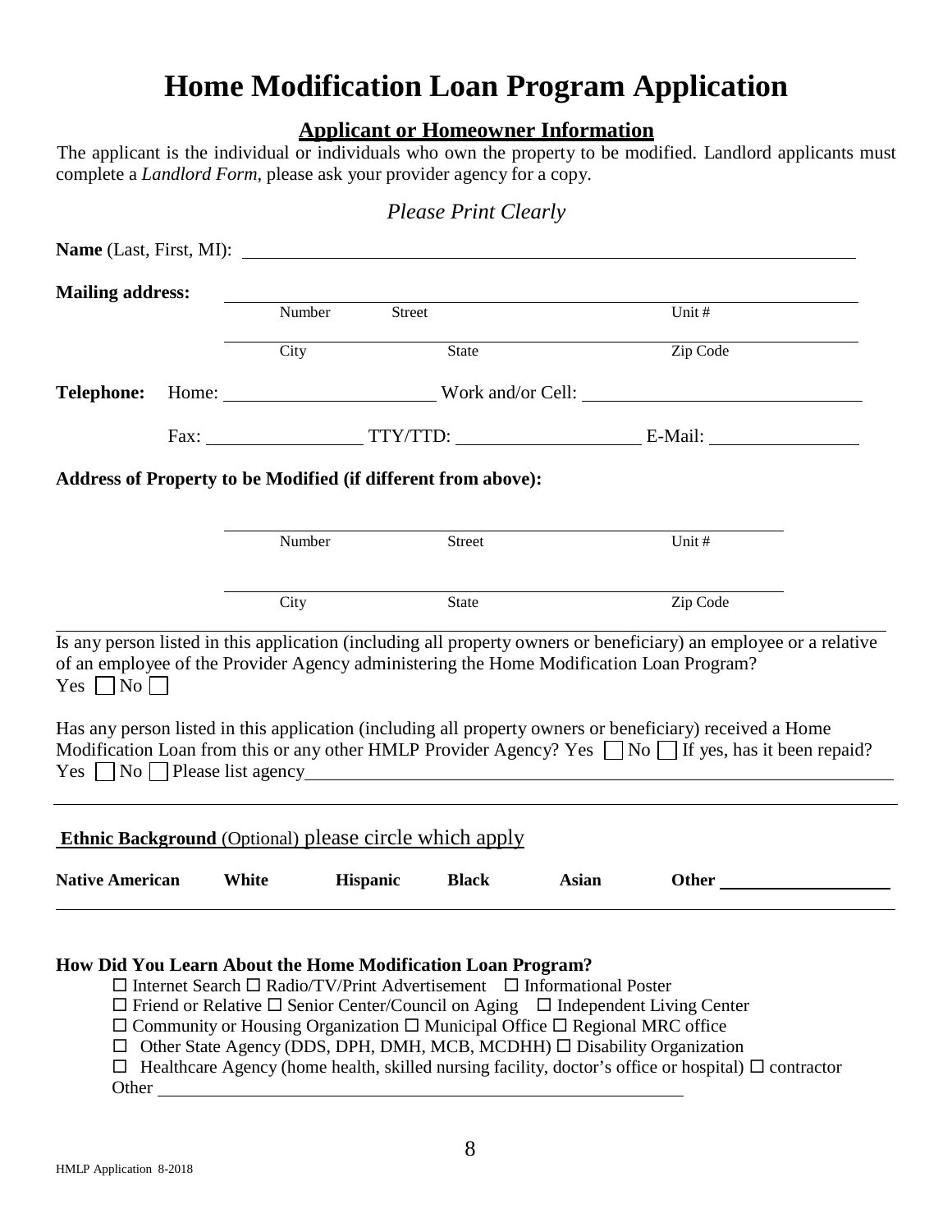# Home Modification Loan Program Application

## Applicant or Homeowner Information

The applicant is the individual or individuals who own the property to be modified. Landlord applicants must complete a *Landlord Form*, please ask your provider agency for a copy.

*Please Print Clearly*

**Name** (Last, First, MI): ______________________________________________

**Mailing address:** ______________________________________________
Number Street Unit #

______________________________________________
City State Zip Code

**Telephone:** Home: ____________________ Work and/or Cell: ____________________

Fax: ______________ TTY/TTD: ______________ E-Mail: ______________

**Address of Property to be Modified (if different from above):**

______________________________________________
Number Street Unit #

______________________________________________
City State Zip Code

Is any person listed in this application (including all property owners or beneficiary) an employee or a relative of an employee of the Provider Agency administering the Home Modification Loan Program?
Yes ☐ No ☐

Has any person listed in this application (including all property owners or beneficiary) received a Home Modification Loan from this or any other HMLP Provider Agency? Yes ☐ No ☐ If yes, has it been repaid? Yes ☐ No ☐ Please list agency ______________________________________________

**Ethnic Background** (Optional) please circle which apply

**Native American** **White** **Hispanic** **Black** **Asian** **Other** ____________________

**How Did You Learn About the Home Modification Loan Program?**

☐ Internet Search ☐ Radio/TV/Print Advertisement ☐ Informational Poster
☐ Friend or Relative ☐ Senior Center/Council on Aging ☐ Independent Living Center
☐ Community or Housing Organization ☐ Municipal Office ☐ Regional MRC office
☐ Other State Agency (DDS, DPH, DMH, MCB, MCDHH) ☐ Disability Organization
☐ Healthcare Agency (home health, skilled nursing facility, doctor's office or hospital) ☐ contractor
Other ______________________________________________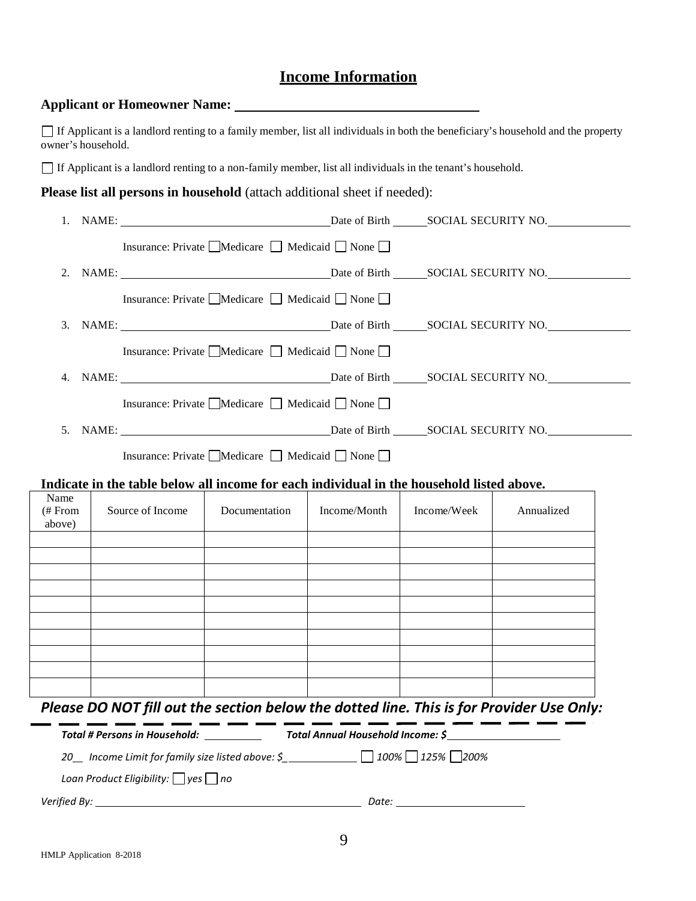# Income Information

**Applicant or Homeowner Name:** ____________________________________

☐ If Applicant is a landlord renting to a family member, list all individuals in both the beneficiary's household and the property owner's household.

☐ If Applicant is a landlord renting to a non-family member, list all individuals in the tenant's household.

**Please list all persons in household** (attach additional sheet if needed):

1. NAME: ____________________________ Date of Birth ______ SOCIAL SECURITY NO. ______________

   Insurance: Private ☐ Medicare ☐ Medicaid ☐ None ☐

2. NAME: ____________________________ Date of Birth ______ SOCIAL SECURITY NO. ______________

   Insurance: Private ☐ Medicare ☐ Medicaid ☐ None ☐

3. NAME: ____________________________ Date of Birth ______ SOCIAL SECURITY NO. ______________

   Insurance: Private ☐ Medicare ☐ Medicaid ☐ None ☐

4. NAME: ____________________________ Date of Birth ______ SOCIAL SECURITY NO. ______________

   Insurance: Private ☐ Medicare ☐ Medicaid ☐ None ☐

5. NAME: ____________________________ Date of Birth ______ SOCIAL SECURITY NO. ______________

   Insurance: Private ☐ Medicare ☐ Medicaid ☐ None ☐

**Indicate in the table below all income for each individual in the household listed above.**

| Name (# From above) | Source of Income | Documentation | Income/Month | Income/Week | Annualized |
|---|---|---|---|---|---|
| | | | | | |
| | | | | | |
| | | | | | |
| | | | | | |
| | | | | | |
| | | | | | |
| | | | | | |
| | | | | | |
| | | | | | |
| | | | | | |

***Please DO NOT fill out the section below the dotted line. This is for Provider Use Only:***

- - - - - - - - - - - - - - - - - - - - - - - - - - - - - - - - - - - - - - - -

***Total # Persons in Household:*** __________ ***Total Annual Household Income: $*** ____________________

*20__ Income Limit for family size listed above: $*____________ ☐ *100%* ☐ *125%* ☐ *200%*

*Loan Product Eligibility:* ☐ *yes* ☐ *no*

*Verified By:* ________________________________________ *Date:* ______________________

HMLP Application 8-2018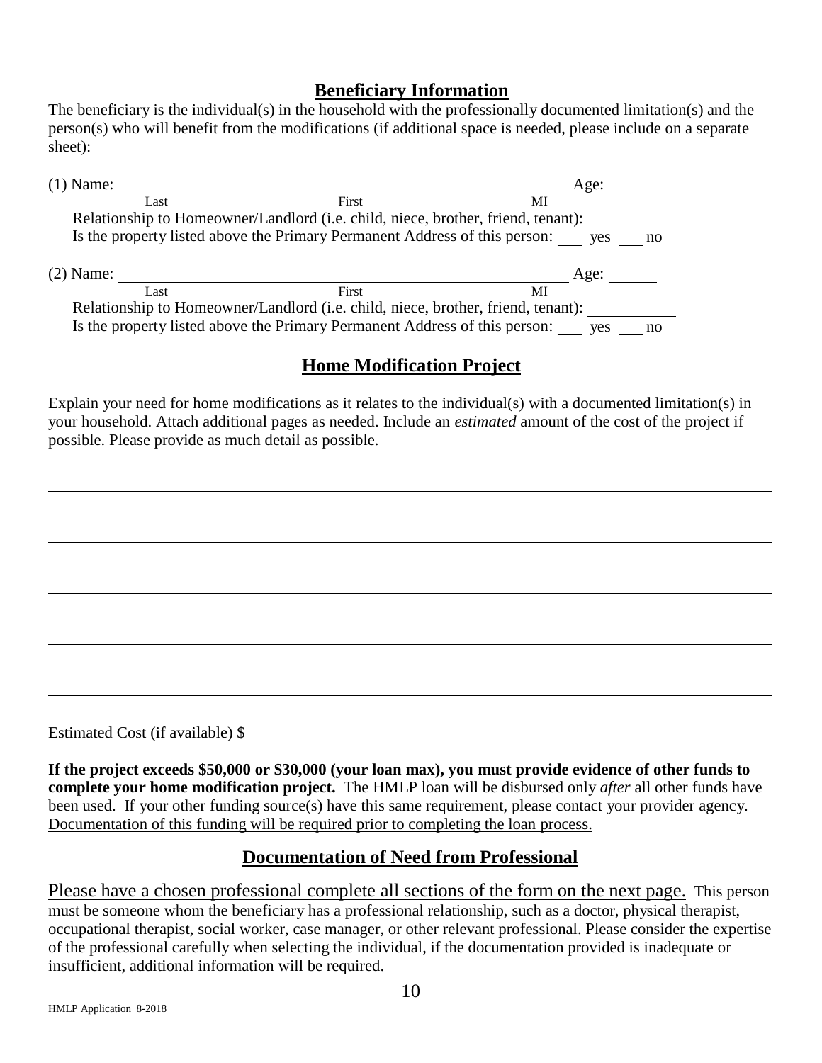## Beneficiary Information

The beneficiary is the individual(s) in the household with the professionally documented limitation(s) and the person(s) who will benefit from the modifications (if additional space is needed, please include on a separate sheet):

(1) Name: ______________________________________________ Age: ______
Last First MI

Relationship to Homeowner/Landlord (i.e. child, niece, brother, friend, tenant): ___________

Is the property listed above the Primary Permanent Address of this person: ___ yes ___ no

(2) Name: ______________________________________________ Age: ______
Last First MI

Relationship to Homeowner/Landlord (i.e. child, niece, brother, friend, tenant): ___________

Is the property listed above the Primary Permanent Address of this person: ___ yes ___ no

## Home Modification Project

Explain your need for home modifications as it relates to the individual(s) with a documented limitation(s) in your household. Attach additional pages as needed. Include an *estimated* amount of the cost of the project if possible. Please provide as much detail as possible.

______________________________________________________________________________

______________________________________________________________________________

______________________________________________________________________________

______________________________________________________________________________

______________________________________________________________________________

______________________________________________________________________________

______________________________________________________________________________

______________________________________________________________________________

______________________________________________________________________________

______________________________________________________________________________

Estimated Cost (if available) $________________________________

**If the project exceeds $50,000 or $30,000 (your loan max), you must provide evidence of other funds to complete your home modification project.** The HMLP loan will be disbursed only *after* all other funds have been used. If your other funding source(s) have this same requirement, please contact your provider agency. <u>Documentation of this funding will be required prior to completing the loan process.</u>

## Documentation of Need from Professional

<u>Please have a chosen professional complete all sections of the form on the next page.</u> This person must be someone whom the beneficiary has a professional relationship, such as a doctor, physical therapist, occupational therapist, social worker, case manager, or other relevant professional. Please consider the expertise of the professional carefully when selecting the individual, if the documentation provided is inadequate or insufficient, additional information will be required.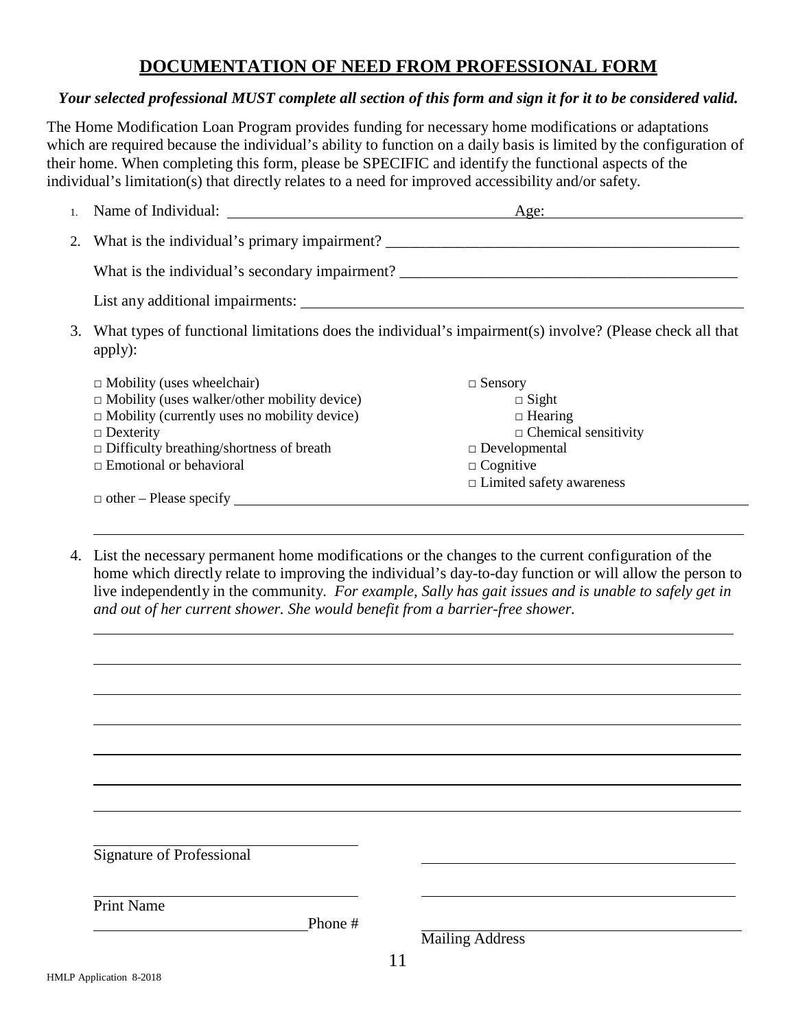# DOCUMENTATION OF NEED FROM PROFESSIONAL FORM

***Your selected professional MUST complete all section of this form and sign it for it to be considered valid.***

The Home Modification Loan Program provides funding for necessary home modifications or adaptations which are required because the individual's ability to function on a daily basis is limited by the configuration of their home. When completing this form, please be SPECIFIC and identify the functional aspects of the individual's limitation(s) that directly relates to a need for improved accessibility and/or safety.

1. Name of Individual: ______________________________ Age: ____________________

2. What is the individual's primary impairment? ______________________________

   What is the individual's secondary impairment? ______________________________

   List any additional impairments: ______________________________

3. What types of functional limitations does the individual's impairment(s) involve? (Please check all that apply):

   - □ Mobility (uses wheelchair)
   - □ Mobility (uses walker/other mobility device)
   - □ Mobility (currently uses no mobility device)
   - □ Dexterity
   - □ Difficulty breathing/shortness of breath
   - □ Emotional or behavioral
   - □ Sensory
     - □ Sight
     - □ Hearing
     - □ Chemical sensitivity
   - □ Developmental
   - □ Cognitive
   - □ Limited safety awareness
   - □ other – Please specify ______________________________

   ______________________________

4. List the necessary permanent home modifications or the changes to the current configuration of the home which directly relate to improving the individual's day-to-day function or will allow the person to live independently in the community. *For example, Sally has gait issues and is unable to safely get in and out of her current shower. She would benefit from a barrier-free shower.*

   ______________________________

   ______________________________

   ______________________________

   ______________________________

   ______________________________

   ______________________________

   ______________________________

______________________________
Signature of Professional

______________________________
Print Name

______________________________ Phone #

______________________________

______________________________

______________________________
Mailing Address

HMLP Application 8-2018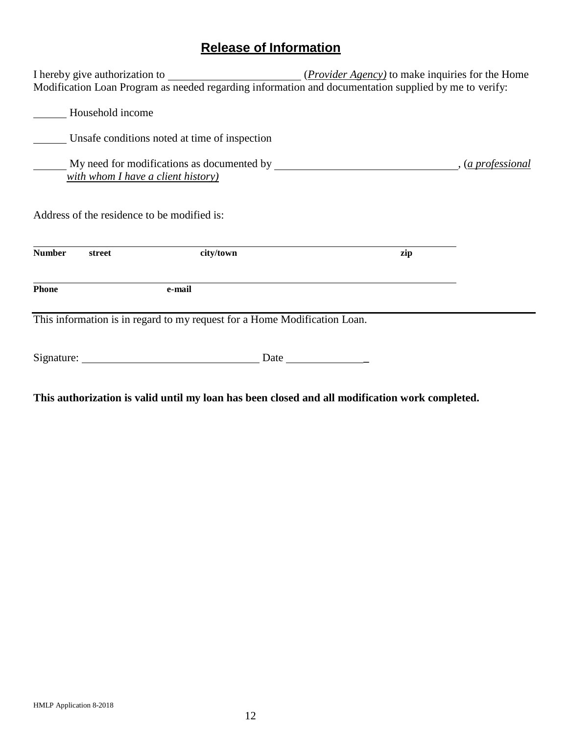# **Release of Information**

I hereby give authorization to ________________________ (*Provider Agency)* to make inquiries for the Home Modification Loan Program as needed regarding information and documentation supplied by me to verify:

______ Household income

______ Unsafe conditions noted at time of inspection

______ My need for modifications as documented by ________________________________, (*a professional with whom I have a client history)*

Address of the residence to be modified is:

______________________________________________________________________________

**Number** **street** **city/town** **zip**

______________________________________________________________________________

**Phone** **e-mail**

This information is in regard to my request for a Home Modification Loan.

Signature: _______________________________ Date ______________

**This authorization is valid until my loan has been closed and all modification work completed.**

HMLP Application 8-2018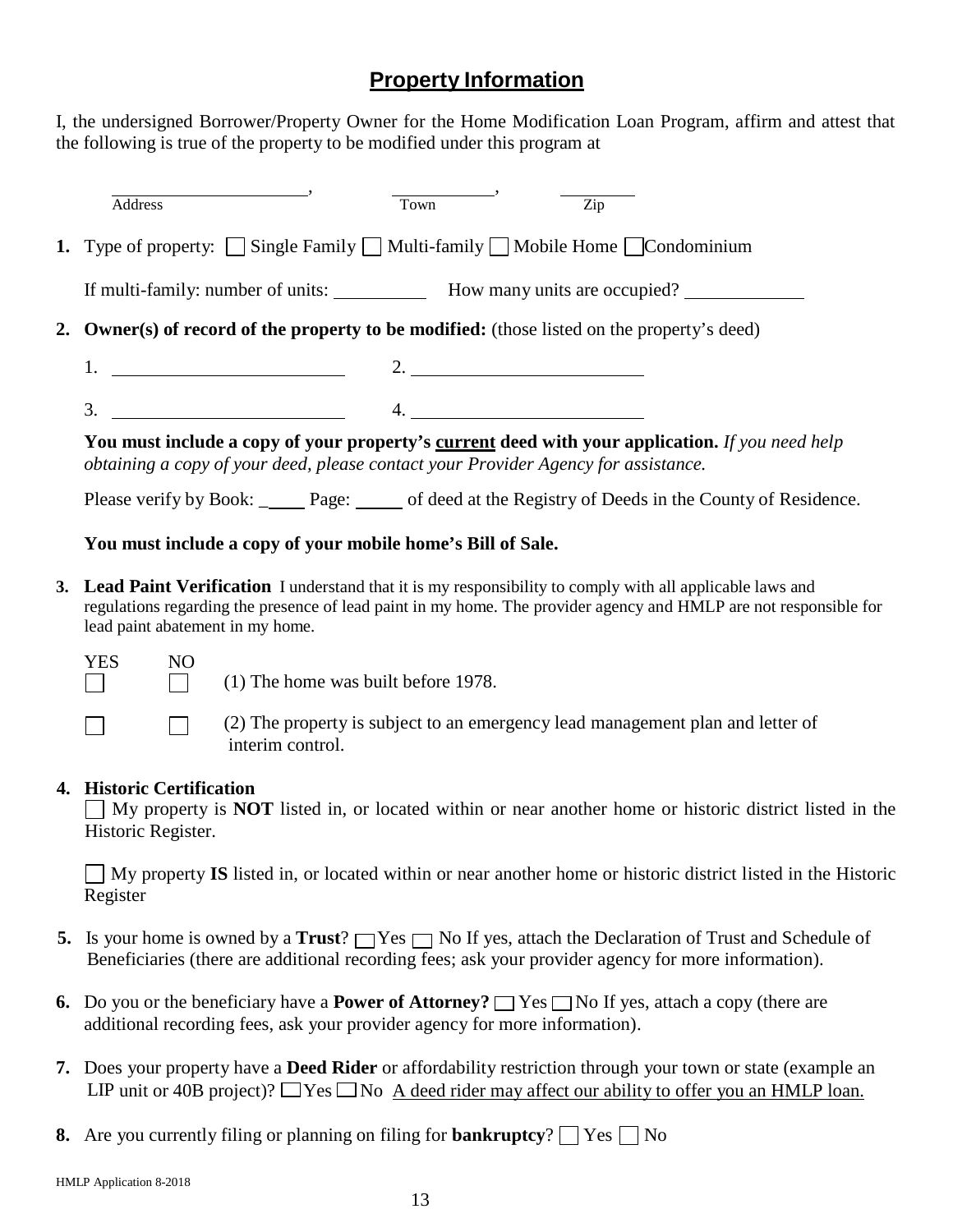## Property Information

I, the undersigned Borrower/Property Owner for the Home Modification Loan Program, affirm and attest that the following is true of the property to be modified under this program at

_______________________, ______________, __________
Address Town Zip

**1.** Type of property: ☐ Single Family ☐ Multi-family ☐ Mobile Home ☐ Condominium

If multi-family: number of units: __________ How many units are occupied? ____________

**2. Owner(s) of record of the property to be modified:** (those listed on the property's deed)

1. ________________________ 2. ________________________

3. ________________________ 4. ________________________

**You must include a copy of your property's current deed with your application.** *If you need help obtaining a copy of your deed, please contact your Provider Agency for assistance.*

Please verify by Book: _____ Page: _____ of deed at the Registry of Deeds in the County of Residence.

**You must include a copy of your mobile home's Bill of Sale.**

**3. Lead Paint Verification** I understand that it is my responsibility to comply with all applicable laws and regulations regarding the presence of lead paint in my home. The provider agency and HMLP are not responsible for lead paint abatement in my home.

| YES | NO | |
|---|---|---|
| ☐ | ☐ | (1) The home was built before 1978. |
| ☐ | ☐ | (2) The property is subject to an emergency lead management plan and letter of interim control. |

**4. Historic Certification**

☐ My property is **NOT** listed in, or located within or near another home or historic district listed in the Historic Register.

☐ My property **IS** listed in, or located within or near another home or historic district listed in the Historic Register

**5.** Is your home is owned by a **Trust**? ☐ Yes ☐ No If yes, attach the Declaration of Trust and Schedule of Beneficiaries (there are additional recording fees; ask your provider agency for more information).

**6.** Do you or the beneficiary have a **Power of Attorney?** ☐ Yes ☐ No If yes, attach a copy (there are additional recording fees, ask your provider agency for more information).

**7.** Does your property have a **Deed Rider** or affordability restriction through your town or state (example an LIP unit or 40B project)? ☐ Yes ☐ No A deed rider may affect our ability to offer you an HMLP loan.

**8.** Are you currently filing or planning on filing for **bankruptcy**? ☐ Yes ☐ No

HMLP Application 8-2018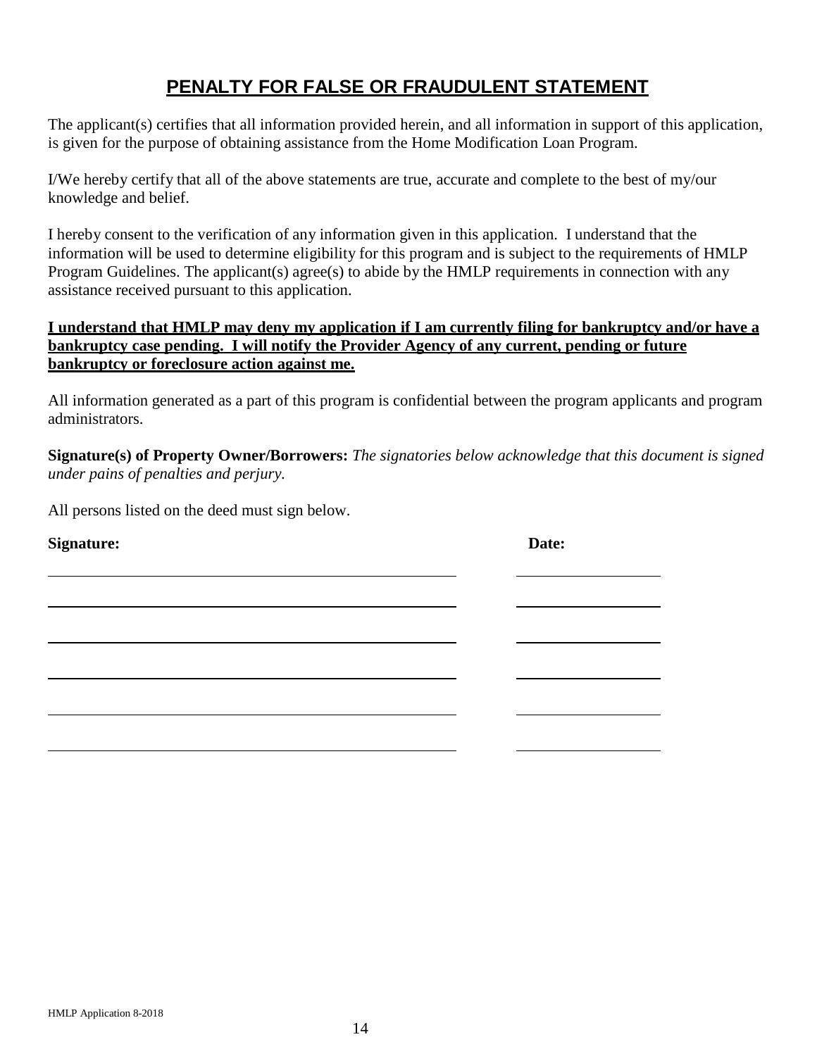# **PENALTY FOR FALSE OR FRAUDULENT STATEMENT**

The applicant(s) certifies that all information provided herein, and all information in support of this application, is given for the purpose of obtaining assistance from the Home Modification Loan Program.

I/We hereby certify that all of the above statements are true, accurate and complete to the best of my/our knowledge and belief.

I hereby consent to the verification of any information given in this application. I understand that the information will be used to determine eligibility for this program and is subject to the requirements of HMLP Program Guidelines. The applicant(s) agree(s) to abide by the HMLP requirements in connection with any assistance received pursuant to this application.

**I understand that HMLP may deny my application if I am currently filing for bankruptcy and/or have a bankruptcy case pending. I will notify the Provider Agency of any current, pending or future bankruptcy or foreclosure action against me.**

All information generated as a part of this program is confidential between the program applicants and program administrators.

**Signature(s) of Property Owner/Borrowers:** *The signatories below acknowledge that this document is signed under pains of penalties and perjury.*

All persons listed on the deed must sign below.

| **Signature:** | **Date:** |
|---|---|
| ______________________________ | ____________ |
| ______________________________ | ____________ |
| ______________________________ | ____________ |
| ______________________________ | ____________ |
| ______________________________ | ____________ |
| ______________________________ | ____________ |

HMLP Application 8-2018